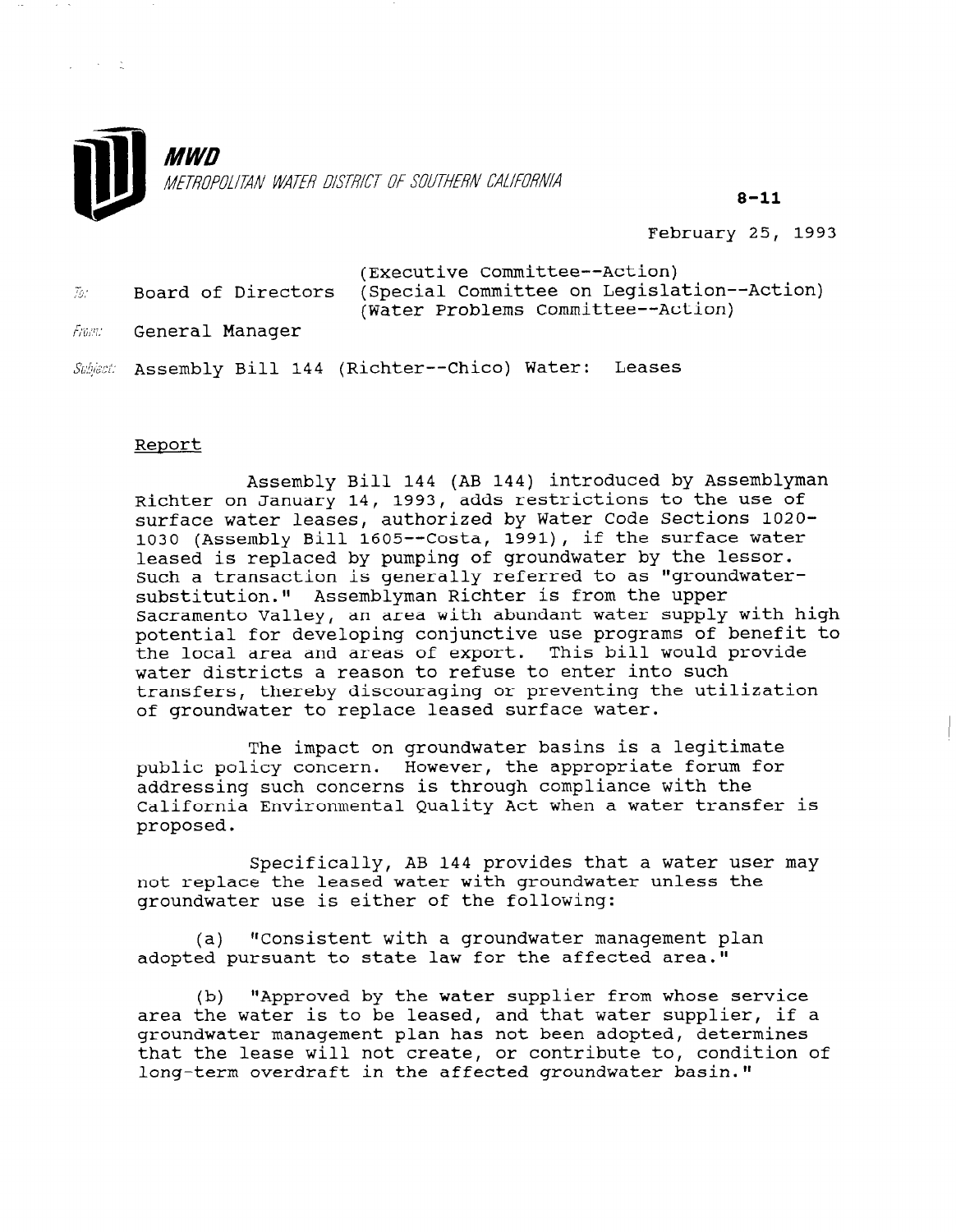**MWD**

*METROPOLITAN WATER DISTRICT OF SOUTHERN CALIFORNIA*

**8-11**

February 25, 1993

To: Board of Directors (Executive Committee--Action)
(Special Committee on Legislation--Action)
(Water Problems Committee--Action)

From: General Manager

Subject: Assembly Bill 144 (Richter--Chico) Water: Leases

Report

Assembly Bill 144 (AB 144) introduced by Assemblyman Richter on January 14, 1993, adds restrictions to the use of surface water leases, authorized by Water Code Sections 1020-1030 (Assembly Bill 1605--Costa, 1991), if the surface water leased is replaced by pumping of groundwater by the lessor. Such a transaction is generally referred to as "groundwater-substitution." Assemblyman Richter is from the upper Sacramento Valley, an area with abundant water supply with high potential for developing conjunctive use programs of benefit to the local area and areas of export. This bill would provide water districts a reason to refuse to enter into such transfers, thereby discouraging or preventing the utilization of groundwater to replace leased surface water.

The impact on groundwater basins is a legitimate public policy concern. However, the appropriate forum for addressing such concerns is through compliance with the California Environmental Quality Act when a water transfer is proposed.

Specifically, AB 144 provides that a water user may not replace the leased water with groundwater unless the groundwater use is either of the following:

(a) "Consistent with a groundwater management plan adopted pursuant to state law for the affected area."

(b) "Approved by the water supplier from whose service area the water is to be leased, and that water supplier, if a groundwater management plan has not been adopted, determines that the lease will not create, or contribute to, condition of long-term overdraft in the affected groundwater basin."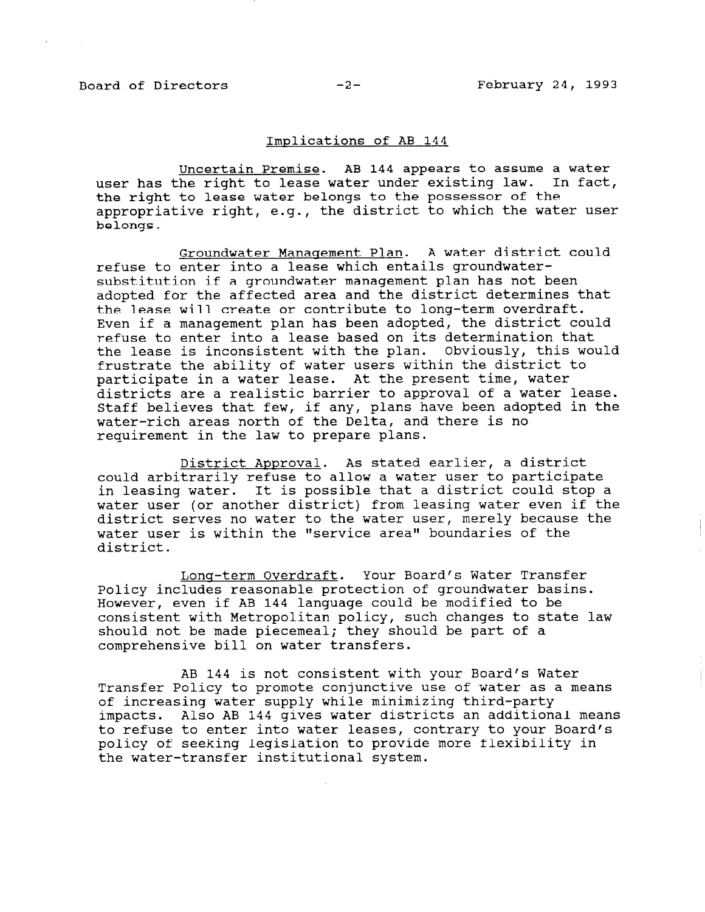## Implications of AB 144

Uncertain Premise. AB 144 appears to assume a water user has the right to lease water under existing law. In fact, the right to lease water belongs to the possessor of the appropriative right, e.g., the district to which the water user belongs.

Groundwater Management Plan. A water district could refuse to enter into a lease which entails groundwater-substitution if a groundwater management plan has not been adopted for the affected area and the district determines that the lease will create or contribute to long-term overdraft. Even if a management plan has been adopted, the district could refuse to enter into a lease based on its determination that the lease is inconsistent with the plan. Obviously, this would frustrate the ability of water users within the district to participate in a water lease. At the present time, water districts are a realistic barrier to approval of a water lease. Staff believes that few, if any, plans have been adopted in the water-rich areas north of the Delta, and there is no requirement in the law to prepare plans.

District Approval. As stated earlier, a district could arbitrarily refuse to allow a water user to participate in leasing water. It is possible that a district could stop a water user (or another district) from leasing water even if the district serves no water to the water user, merely because the water user is within the "service area" boundaries of the district.

Long-term Overdraft. Your Board's Water Transfer Policy includes reasonable protection of groundwater basins. However, even if AB 144 language could be modified to be consistent with Metropolitan policy, such changes to state law should not be made piecemeal; they should be part of a comprehensive bill on water transfers.

AB 144 is not consistent with your Board's Water Transfer Policy to promote conjunctive use of water as a means of increasing water supply while minimizing third-party impacts. Also AB 144 gives water districts an additional means to refuse to enter into water leases, contrary to your Board's policy of seeking legislation to provide more flexibility in the water-transfer institutional system.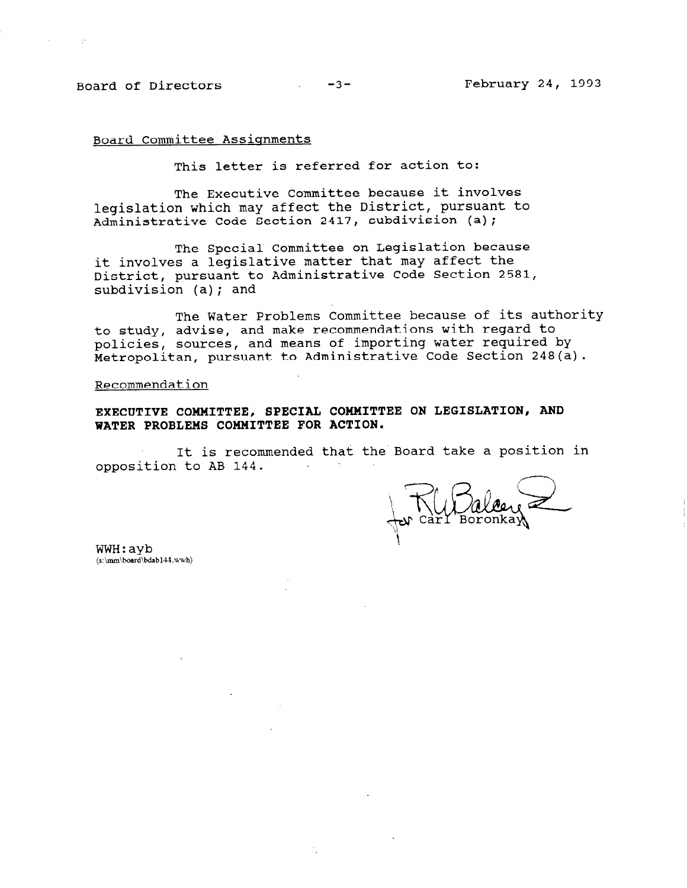Board Committee Assignments

This letter is referred for action to:

The Executive Committee because it involves legislation which may affect the District, pursuant to Administrative Code Section 2417, subdivision (a);

The Special Committee on Legislation because it involves a legislative matter that may affect the District, pursuant to Administrative Code Section 2581, subdivision (a); and

The Water Problems Committee because of its authority to study, advise, and make recommendations with regard to policies, sources, and means of importing water required by Metropolitan, pursuant to Administrative Code Section 248(a).

Recommendation

**EXECUTIVE COMMITTEE, SPECIAL COMMITTEE ON LEGISLATION, AND WATER PROBLEMS COMMITTEE FOR ACTION.**

It is recommended that the Board take a position in opposition to AB 144.

for Carl Boronkay

WWH:ayb
(s:\mm\board\bdab144.wwh)